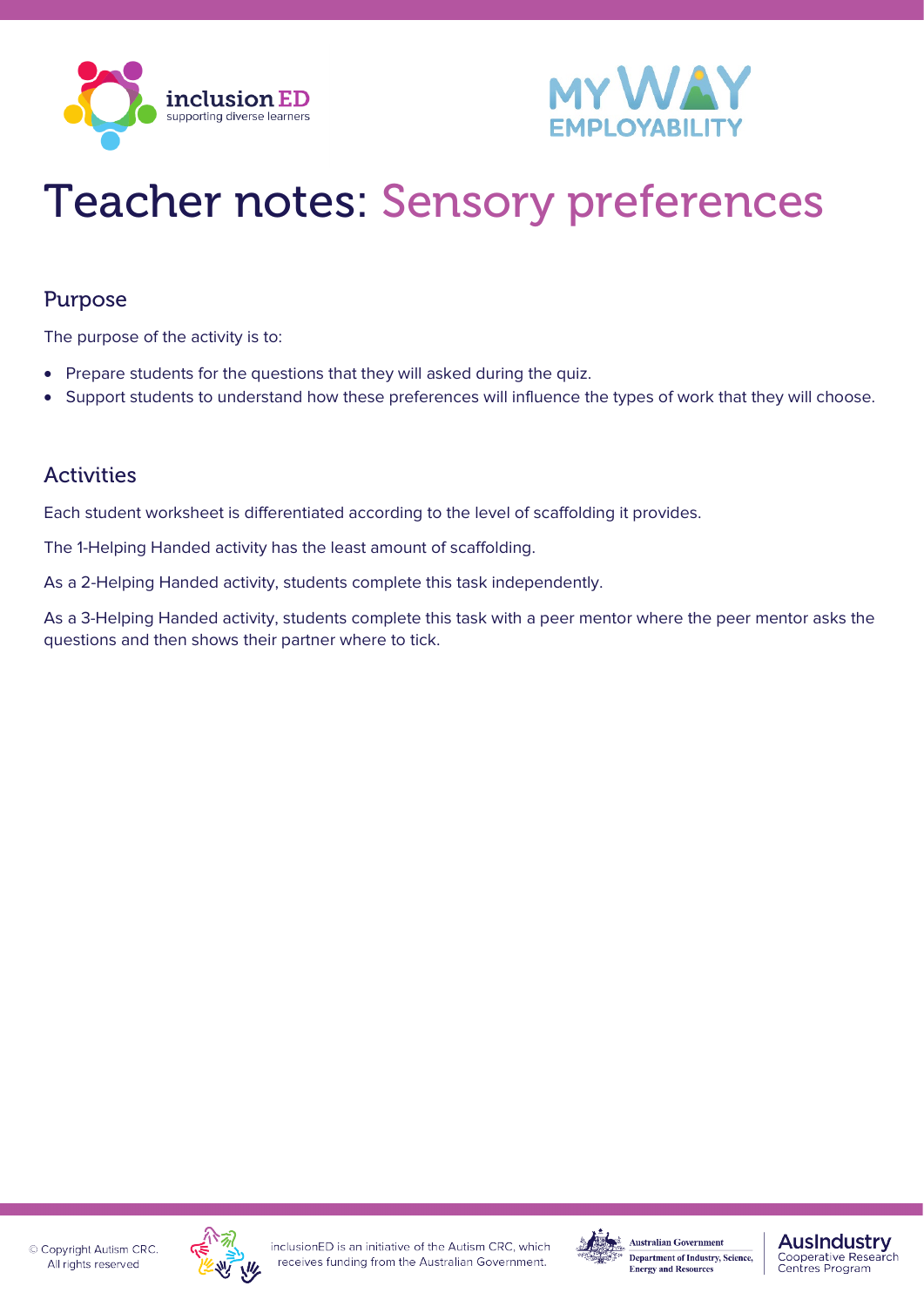# Teacher notes: Sensory preferences

## Purpose

The purpose of the activity is to:

- Prepare students for the questions that they will asked during the quiz.
- Support students to understand how these preferences will influence the types of work that they will choose.

## Activities

Each student worksheet is differentiated according to the level of scaffolding it provides.

The 1-Helping Handed activity has the least amount of scaffolding.

As a 2-Helping Handed activity, students complete this task independently.

As a 3-Helping Handed activity, students complete this task with a peer mentor where the peer mentor asks the questions and then shows their partner where to tick.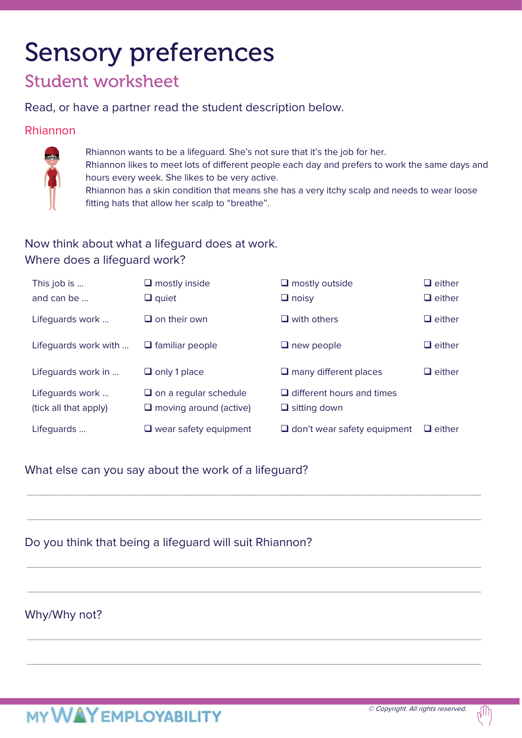# Sensory preferences

## Student worksheet

Read, or have a partner read the student description below.

### Rhiannon

Rhiannon wants to be a lifeguard. She's not sure that it's the job for her.
Rhiannon likes to meet lots of different people each day and prefers to work the same days and hours every week. She likes to be very active.
Rhiannon has a skin condition that means she has a very itchy scalp and needs to wear loose fitting hats that allow her scalp to "breathe".

Now think about what a lifeguard does at work.
Where does a lifeguard work?

| | | | |
|---|---|---|---|
| This job is ... | ❑ mostly inside | ❑ mostly outside | ❑ either |
| and can be ... | ❑ quiet | ❑ noisy | ❑ either |
| Lifeguards work ... | ❑ on their own | ❑ with others | ❑ either |
| Lifeguards work with ... | ❑ familiar people | ❑ new people | ❑ either |
| Lifeguards work in ... | ❑ only 1 place | ❑ many different places | ❑ either |
| Lifeguards work ... (tick all that apply) | ❑ on a regular schedule<br>❑ moving around (active) | ❑ different hours and times<br>❑ sitting down | |
| Lifeguards ... | ❑ wear safety equipment | ❑ don't wear safety equipment | ❑ either |

What else can you say about the work of a lifeguard?

_______________________________________________

_______________________________________________

Do you think that being a lifeguard will suit Rhiannon?

_______________________________________________

_______________________________________________

Why/Why not?

_______________________________________________

_______________________________________________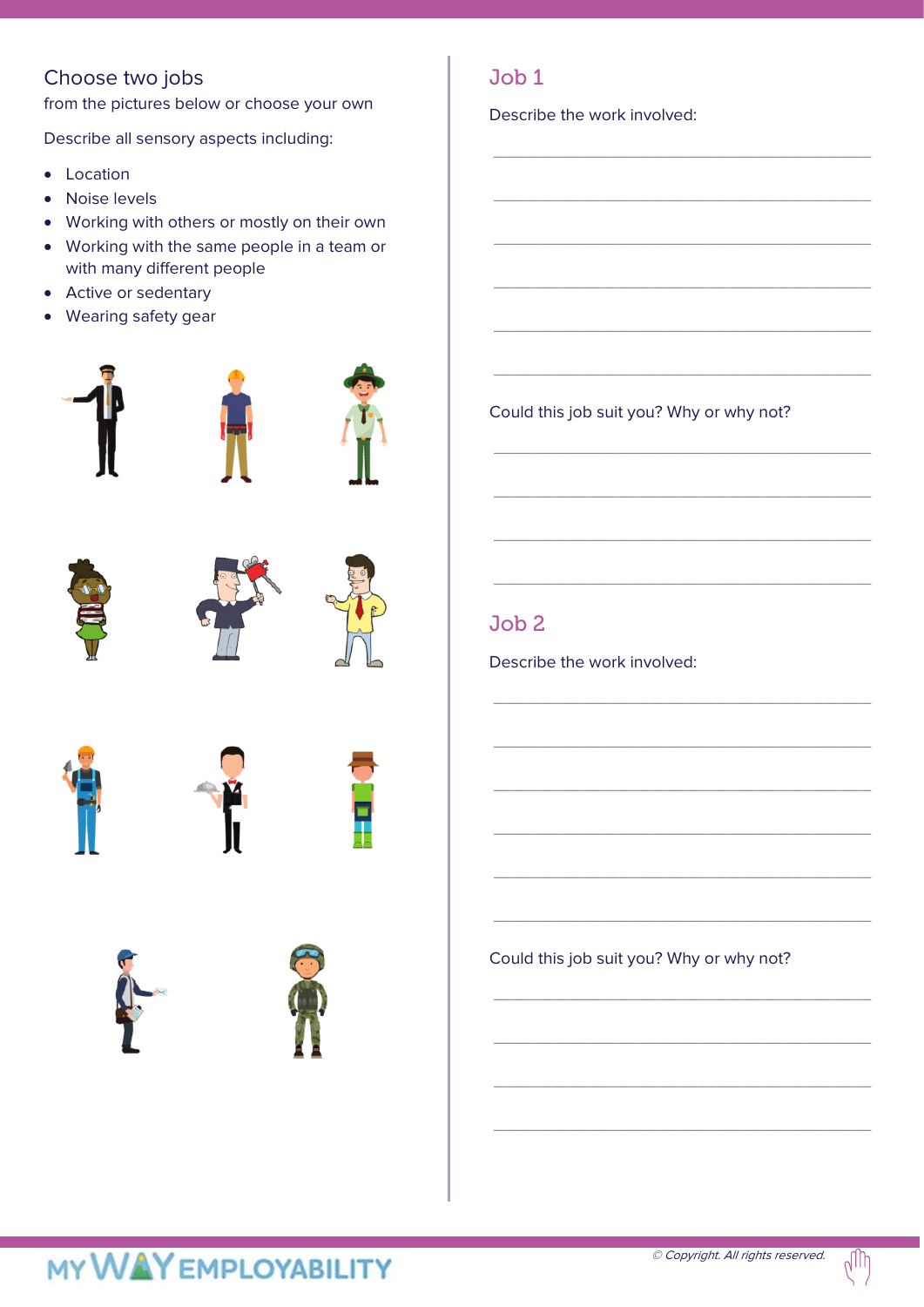## Choose two jobs

from the pictures below or choose your own

Describe all sensory aspects including:

- Location
- Noise levels
- Working with others or mostly on their own
- Working with the same people in a team or with many different people
- Active or sedentary
- Wearing safety gear

## Job 1

Describe the work involved:

______________________________________________

______________________________________________

______________________________________________

______________________________________________

______________________________________________

______________________________________________

Could this job suit you? Why or why not?

______________________________________________

______________________________________________

______________________________________________

______________________________________________

## Job 2

Describe the work involved:

______________________________________________

______________________________________________

______________________________________________

______________________________________________

______________________________________________

______________________________________________

Could this job suit you? Why or why not?

______________________________________________

______________________________________________

______________________________________________

______________________________________________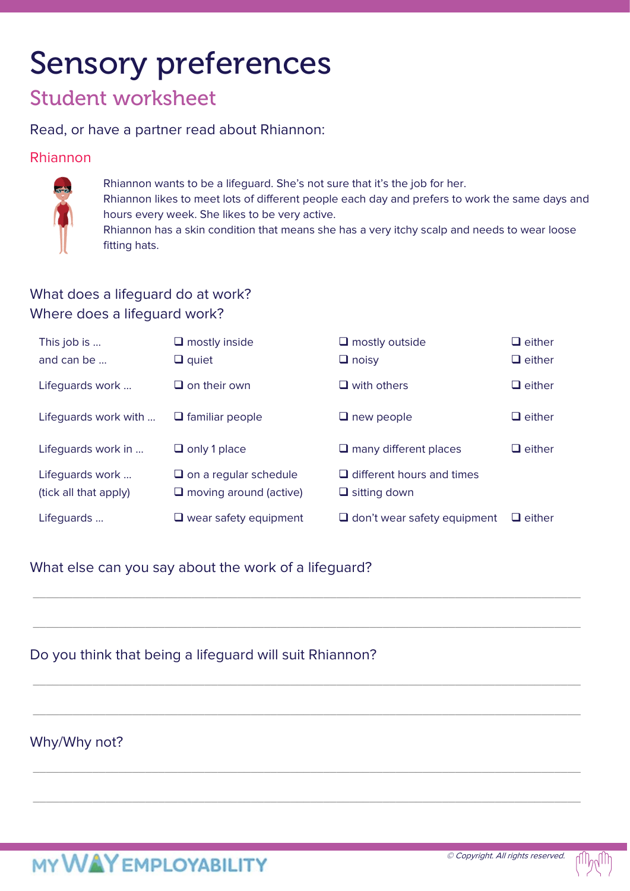# Sensory preferences

## Student worksheet

Read, or have a partner read about Rhiannon:

### Rhiannon

Rhiannon wants to be a lifeguard. She's not sure that it's the job for her.
Rhiannon likes to meet lots of different people each day and prefers to work the same days and hours every week. She likes to be very active.
Rhiannon has a skin condition that means she has a very itchy scalp and needs to wear loose fitting hats.

What does a lifeguard do at work?
Where does a lifeguard work?

| | | | |
|---|---|---|---|
| This job is … | ❑ mostly inside | ❑ mostly outside | ❑ either |
| and can be … | ❑ quiet | ❑ noisy | ❑ either |
| Lifeguards work … | ❑ on their own | ❑ with others | ❑ either |
| Lifeguards work with … | ❑ familiar people | ❑ new people | ❑ either |
| Lifeguards work in … | ❑ only 1 place | ❑ many different places | ❑ either |
| Lifeguards work … (tick all that apply) | ❑ on a regular schedule<br>❑ moving around (active) | ❑ different hours and times<br>❑ sitting down | |
| Lifeguards … | ❑ wear safety equipment | ❑ don't wear safety equipment | ❑ either |

What else can you say about the work of a lifeguard?

______________________________________________________________________

______________________________________________________________________

Do you think that being a lifeguard will suit Rhiannon?

______________________________________________________________________

______________________________________________________________________

Why/Why not?

______________________________________________________________________

______________________________________________________________________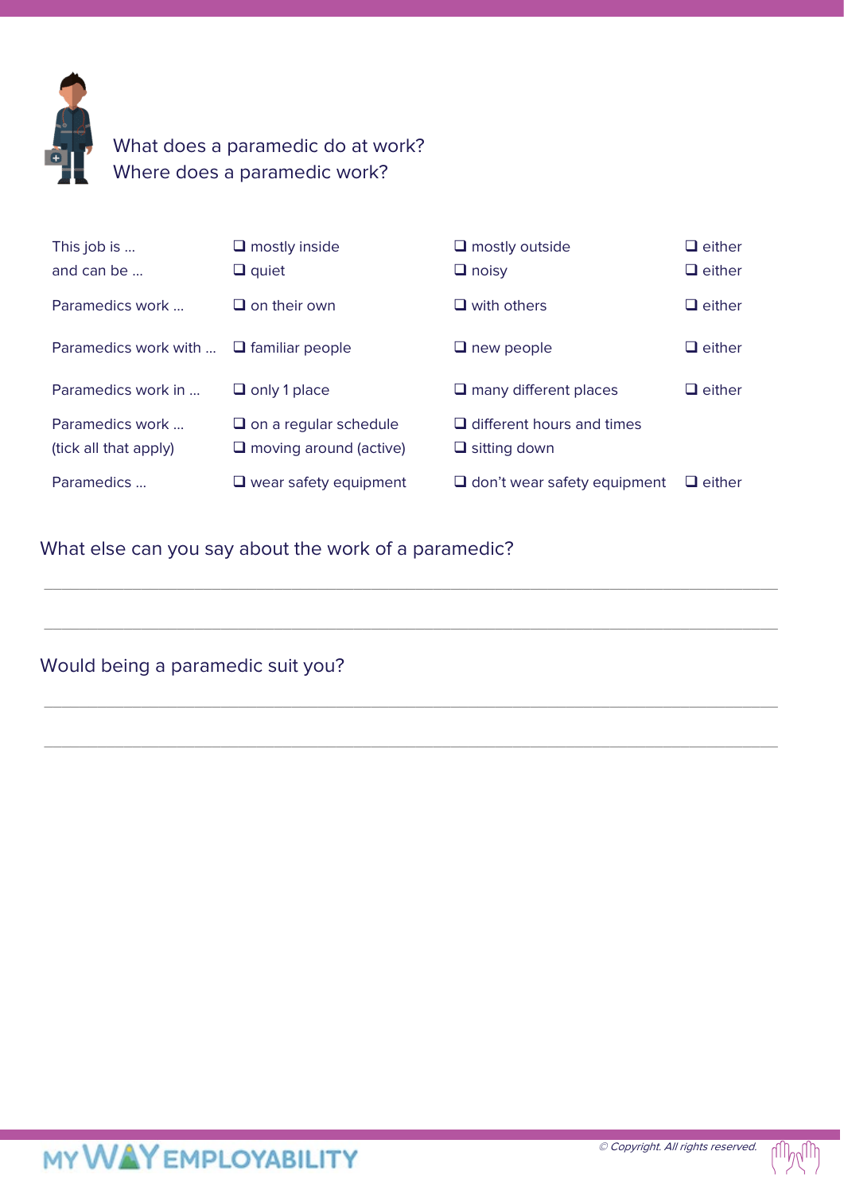What does a paramedic do at work?
Where does a paramedic work?

| | | | |
|---|---|---|---|
| This job is … | ❑ mostly inside | ❑ mostly outside | ❑ either |
| and can be … | ❑ quiet | ❑ noisy | ❑ either |
| Paramedics work … | ❑ on their own | ❑ with others | ❑ either |
| Paramedics work with … | ❑ familiar people | ❑ new people | ❑ either |
| Paramedics work in … | ❑ only 1 place | ❑ many different places | ❑ either |
| Paramedics work … | ❑ on a regular schedule | ❑ different hours and times | |
| (tick all that apply) | ❑ moving around (active) | ❑ sitting down | |
| Paramedics … | ❑ wear safety equipment | ❑ don't wear safety equipment | ❑ either |

What else can you say about the work of a paramedic?

______________________________________________________________________

______________________________________________________________________

Would being a paramedic suit you?

______________________________________________________________________

______________________________________________________________________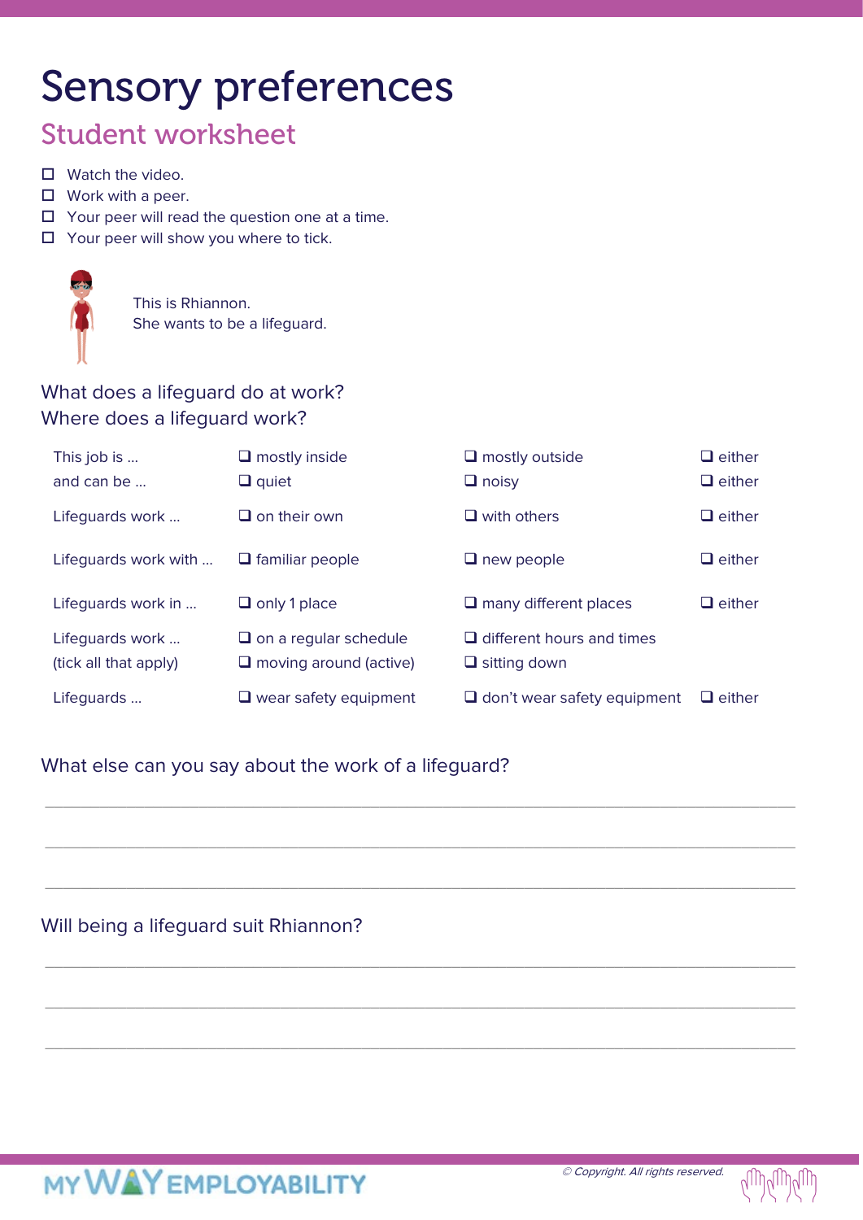# Sensory preferences

## Student worksheet

- ☐ Watch the video.
- ☐ Work with a peer.
- ☐ Your peer will read the question one at a time.
- ☐ Your peer will show you where to tick.

This is Rhiannon.
She wants to be a lifeguard.

### What does a lifeguard do at work?
### Where does a lifeguard work?

| | | | |
|---|---|---|---|
| This job is … | ☐ mostly inside | ☐ mostly outside | ☐ either |
| and can be … | ☐ quiet | ☐ noisy | ☐ either |
| Lifeguards work … | ☐ on their own | ☐ with others | ☐ either |
| Lifeguards work with … | ☐ familiar people | ☐ new people | ☐ either |
| Lifeguards work in … | ☐ only 1 place | ☐ many different places | ☐ either |
| Lifeguards work … | ☐ on a regular schedule | ☐ different hours and times | |
| (tick all that apply) | ☐ moving around (active) | ☐ sitting down | |
| Lifeguards … | ☐ wear safety equipment | ☐ don't wear safety equipment | ☐ either |

### What else can you say about the work of a lifeguard?

\_\_\_\_\_\_\_\_\_\_\_\_\_\_\_\_\_\_\_\_\_\_\_\_\_\_\_\_\_\_\_\_\_\_\_\_\_\_\_\_\_\_\_\_\_\_\_\_\_\_\_\_

\_\_\_\_\_\_\_\_\_\_\_\_\_\_\_\_\_\_\_\_\_\_\_\_\_\_\_\_\_\_\_\_\_\_\_\_\_\_\_\_\_\_\_\_\_\_\_\_\_\_\_\_

\_\_\_\_\_\_\_\_\_\_\_\_\_\_\_\_\_\_\_\_\_\_\_\_\_\_\_\_\_\_\_\_\_\_\_\_\_\_\_\_\_\_\_\_\_\_\_\_\_\_\_\_

### Will being a lifeguard suit Rhiannon?

\_\_\_\_\_\_\_\_\_\_\_\_\_\_\_\_\_\_\_\_\_\_\_\_\_\_\_\_\_\_\_\_\_\_\_\_\_\_\_\_\_\_\_\_\_\_\_\_\_\_\_\_

\_\_\_\_\_\_\_\_\_\_\_\_\_\_\_\_\_\_\_\_\_\_\_\_\_\_\_\_\_\_\_\_\_\_\_\_\_\_\_\_\_\_\_\_\_\_\_\_\_\_\_\_

\_\_\_\_\_\_\_\_\_\_\_\_\_\_\_\_\_\_\_\_\_\_\_\_\_\_\_\_\_\_\_\_\_\_\_\_\_\_\_\_\_\_\_\_\_\_\_\_\_\_\_\_

MY WAY EMPLOYABILITY

*© Copyright. All rights reserved.*